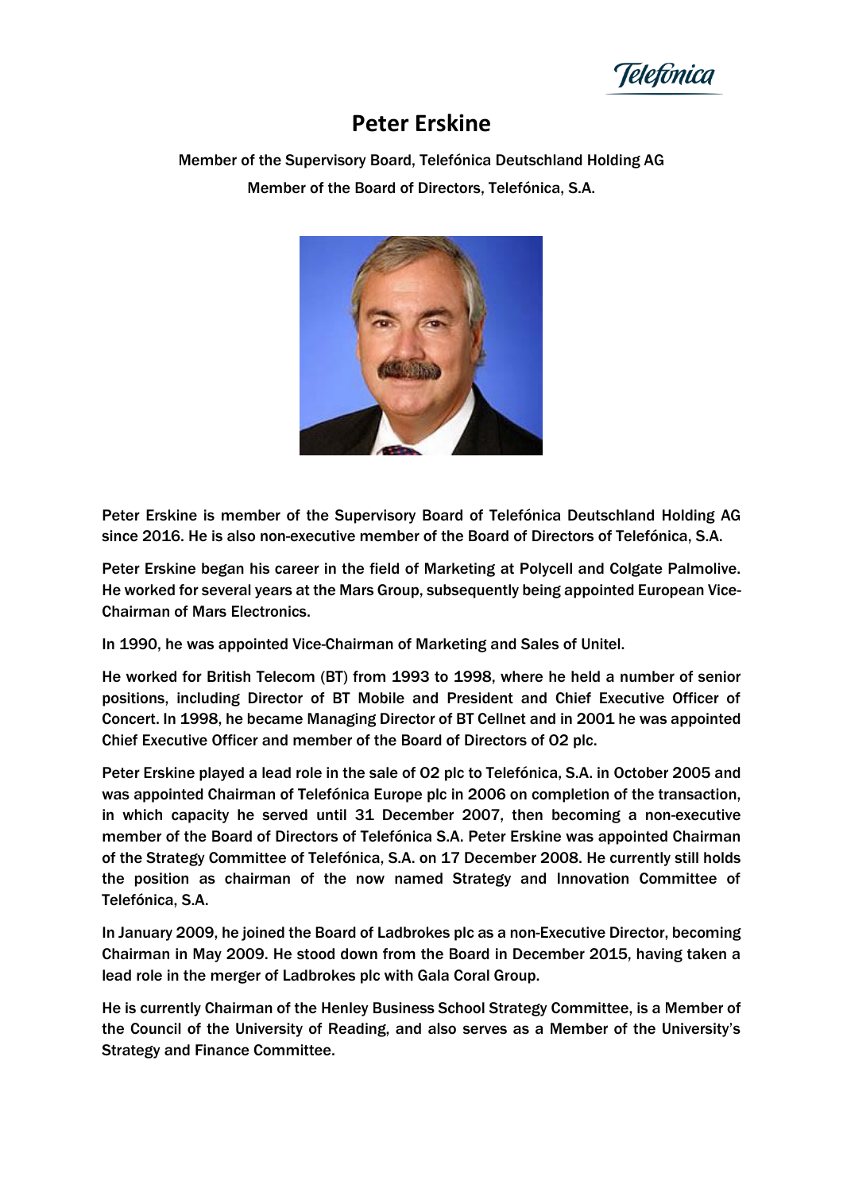# Peter Erskine

Member of the Supervisory Board, Telefónica Deutschland Holding AG

Member of the Board of Directors, Telefónica, S.A.

Peter Erskine is member of the Supervisory Board of Telefónica Deutschland Holding AG since 2016. He is also non-executive member of the Board of Directors of Telefónica, S.A.

Peter Erskine began his career in the field of Marketing at Polycell and Colgate Palmolive. He worked for several years at the Mars Group, subsequently being appointed European Vice-Chairman of Mars Electronics.

In 1990, he was appointed Vice-Chairman of Marketing and Sales of Unitel.

He worked for British Telecom (BT) from 1993 to 1998, where he held a number of senior positions, including Director of BT Mobile and President and Chief Executive Officer of Concert. In 1998, he became Managing Director of BT Cellnet and in 2001 he was appointed Chief Executive Officer and member of the Board of Directors of O2 plc.

Peter Erskine played a lead role in the sale of O2 plc to Telefónica, S.A. in October 2005 and was appointed Chairman of Telefónica Europe plc in 2006 on completion of the transaction, in which capacity he served until 31 December 2007, then becoming a non-executive member of the Board of Directors of Telefónica S.A. Peter Erskine was appointed Chairman of the Strategy Committee of Telefónica, S.A. on 17 December 2008. He currently still holds the position as chairman of the now named Strategy and Innovation Committee of Telefónica, S.A.

In January 2009, he joined the Board of Ladbrokes plc as a non-Executive Director, becoming Chairman in May 2009. He stood down from the Board in December 2015, having taken a lead role in the merger of Ladbrokes plc with Gala Coral Group.

He is currently Chairman of the Henley Business School Strategy Committee, is a Member of the Council of the University of Reading, and also serves as a Member of the University's Strategy and Finance Committee.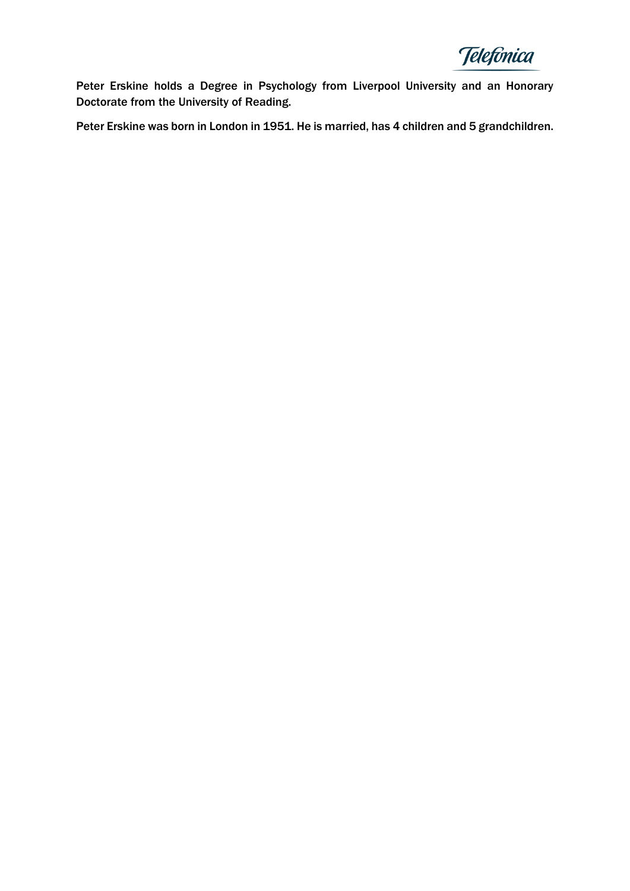Peter Erskine holds a Degree in Psychology from Liverpool University and an Honorary Doctorate from the University of Reading.

Peter Erskine was born in London in 1951. He is married, has 4 children and 5 grandchildren.